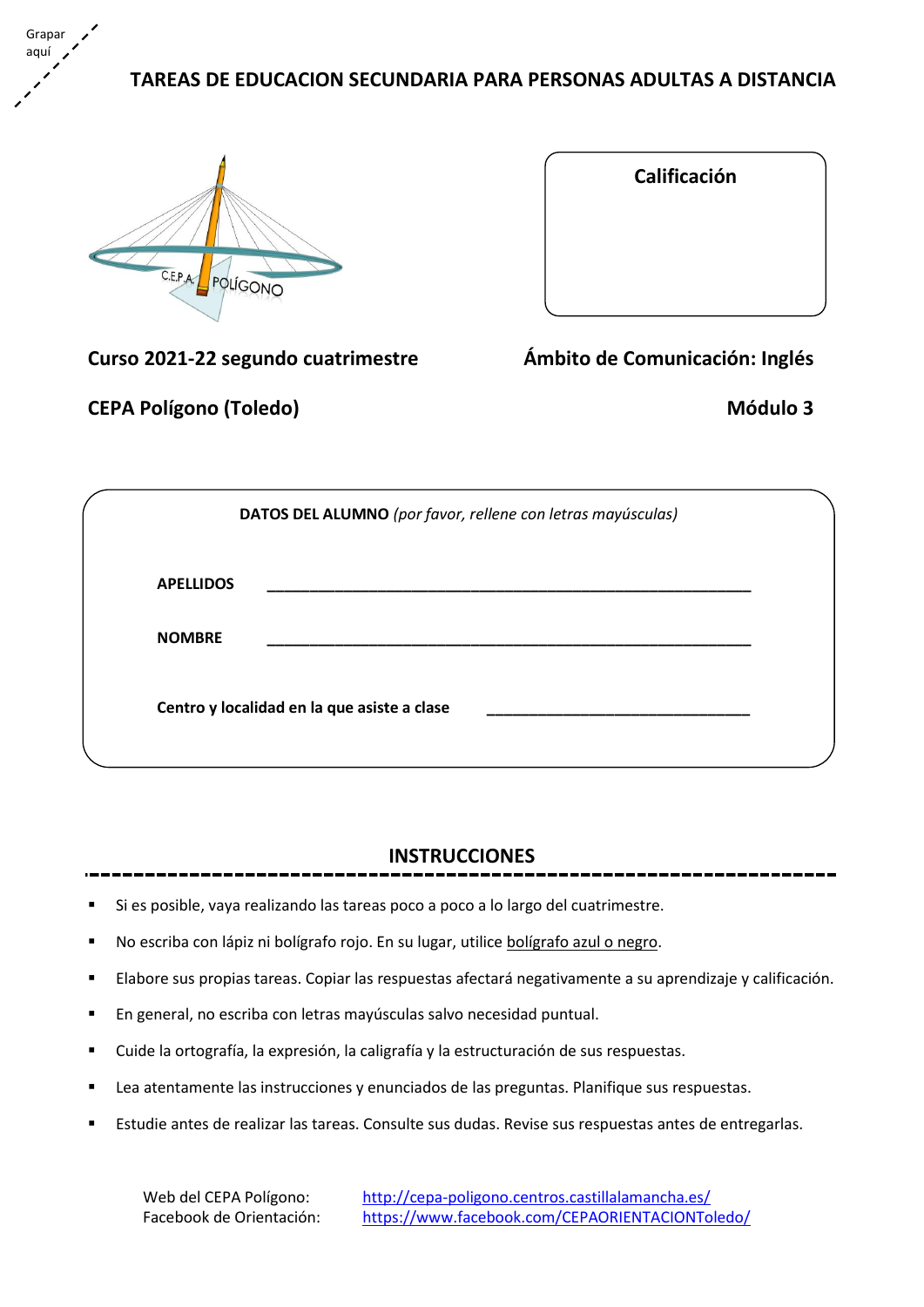Grapar aquí

# TAREAS DE EDUCACION SECUNDARIA PARA PERSONAS ADULTAS A DISTANCIA

C.E.P.A. POLÍGONO

**Calificación**

**Curso 2021-22 segundo cuatrimestre**

**Ámbito de Comunicación: Inglés**

**CEPA Polígono (Toledo)**

**Módulo 3**

**DATOS DEL ALUMNO** *(por favor, rellene con letras mayúsculas)*

**APELLIDOS** ____________________________________________________________

**NOMBRE** ____________________________________________________________

**Centro y localidad en la que asiste a clase** _________________________________

## INSTRUCCIONES

- Si es posible, vaya realizando las tareas poco a poco a lo largo del cuatrimestre.
- No escriba con lápiz ni bolígrafo rojo. En su lugar, utilice bolígrafo azul o negro.
- Elabore sus propias tareas. Copiar las respuestas afectará negativamente a su aprendizaje y calificación.
- En general, no escriba con letras mayúsculas salvo necesidad puntual.
- Cuide la ortografía, la expresión, la caligrafía y la estructuración de sus respuestas.
- Lea atentamente las instrucciones y enunciados de las preguntas. Planifique sus respuestas.
- Estudie antes de realizar las tareas. Consulte sus dudas. Revise sus respuestas antes de entregarlas.

Web del CEPA Polígono: http://cepa-poligono.centros.castillalamancha.es/
Facebook de Orientación: https://www.facebook.com/CEPAORIENTACIONToledo/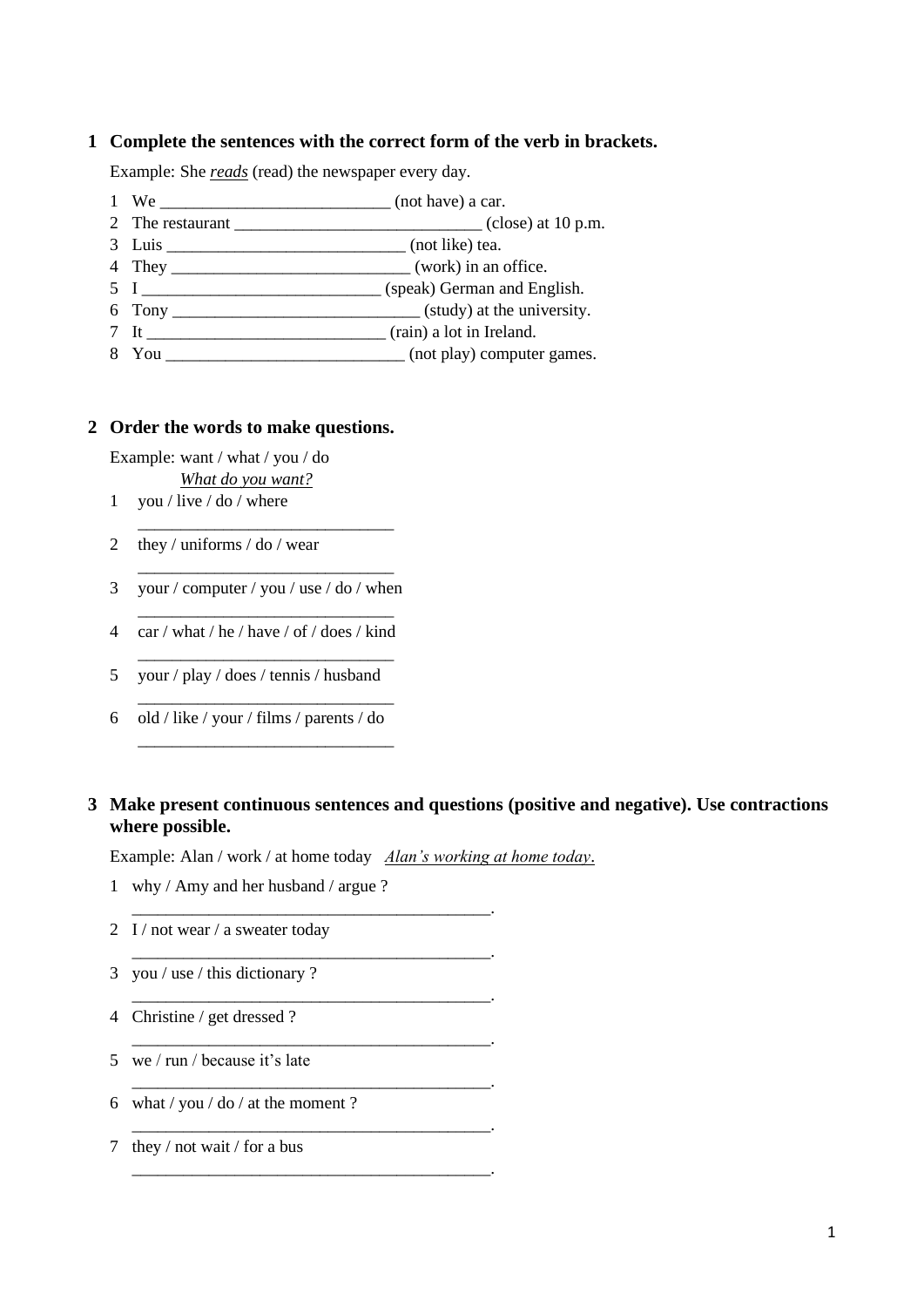## 1 Complete the sentences with the correct form of the verb in brackets.

Example: She ***reads*** (read) the newspaper every day.

1 We __________________________ (not have) a car.
2 The restaurant ____________________________ (close) at 10 p.m.
3 Luis ___________________________ (not like) tea.
4 They ___________________________ (work) in an office.
5 I ___________________________ (speak) German and English.
6 Tony ____________________________ (study) at the university.
7 It ___________________________ (rain) a lot in Ireland.
8 You ___________________________ (not play) computer games.

## 2 Order the words to make questions.

Example: want / what / you / do
*What do you want?*

1 you / live / do / where
_____________________________

2 they / uniforms / do / wear
_____________________________

3 your / computer / you / use / do / when
_____________________________

4 car / what / he / have / of / does / kind
_____________________________

5 your / play / does / tennis / husband
_____________________________

6 old / like / your / films / parents / do
_____________________________

## 3 Make present continuous sentences and questions (positive and negative). Use contractions where possible.

Example: Alan / work / at home today *Alan's working at home today.*

1 why / Amy and her husband / argue ?
__________________________________________.

2 I / not wear / a sweater today
__________________________________________.

3 you / use / this dictionary ?
__________________________________________.

4 Christine / get dressed ?
__________________________________________.

5 we / run / because it's late
__________________________________________.

6 what / you / do / at the moment ?
__________________________________________.

7 they / not wait / for a bus
__________________________________________.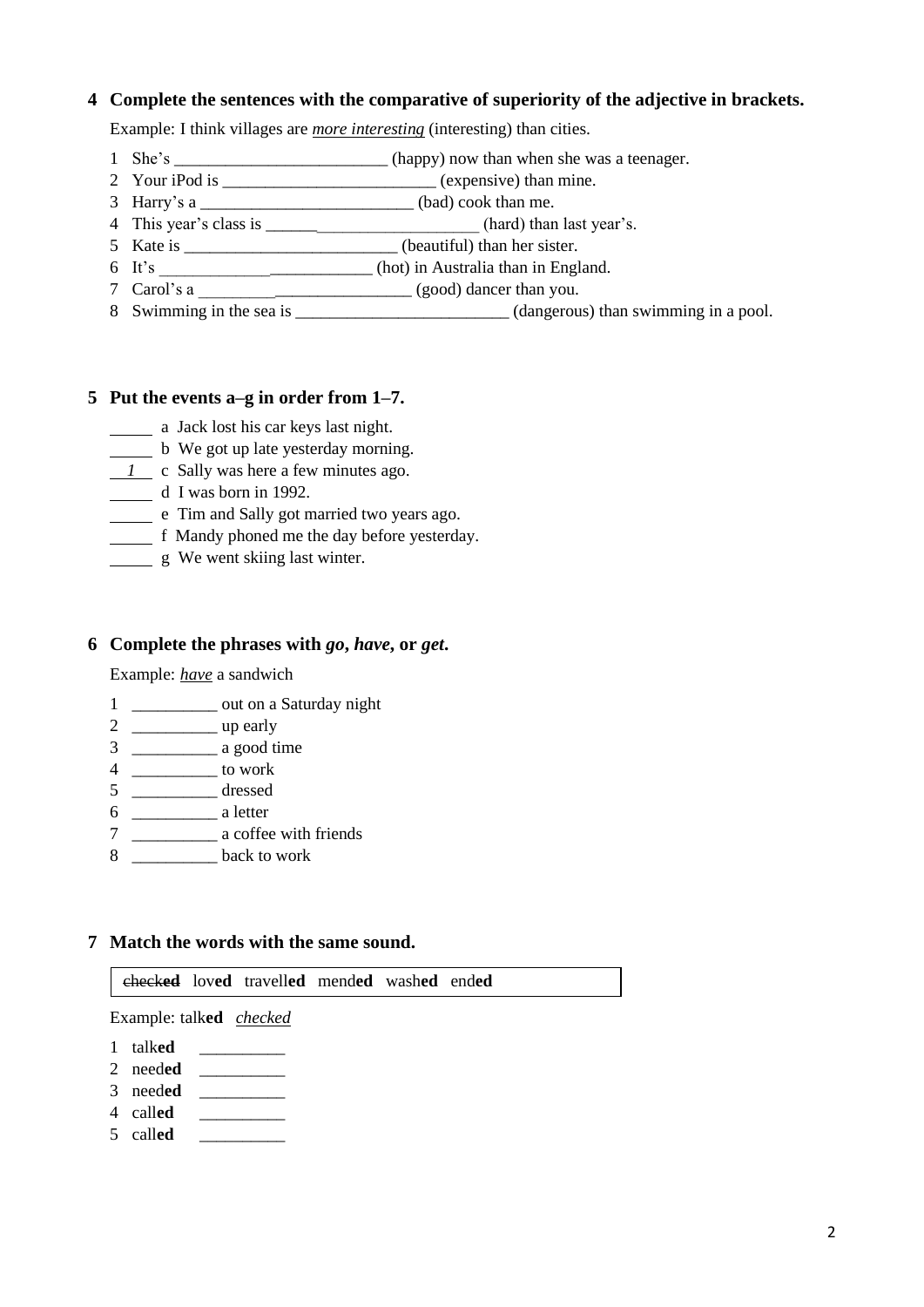## 4 Complete the sentences with the comparative of superiority of the adjective in brackets.

Example: I think villages are *__more interesting__* (interesting) than cities.

1 She's _________________________ (happy) now than when she was a teenager.
2 Your iPod is _________________________ (expensive) than mine.
3 Harry's a _________________________ (bad) cook than me.
4 This year's class is _________________________ (hard) than last year's.
5 Kate is _________________________ (beautiful) than her sister.
6 It's _________________________ (hot) in Australia than in England.
7 Carol's a _________________________ (good) dancer than you.
8 Swimming in the sea is _________________________ (dangerous) than swimming in a pool.

## 5 Put the events a–g in order from 1–7.

_____ a Jack lost his car keys last night.
_____ b We got up late yesterday morning.
__*1*__ c Sally was here a few minutes ago.
_____ d I was born in 1992.
_____ e Tim and Sally got married two years ago.
_____ f Mandy phoned me the day before yesterday.
_____ g We went skiing last winter.

## 6 Complete the phrases with *go*, *have*, or *get*.

Example: *__have__* a sandwich

1 __________ out on a Saturday night
2 __________ up early
3 __________ a good time
4 __________ to work
5 __________ dressed
6 __________ a letter
7 __________ a coffee with friends
8 __________ back to work

## 7 Match the words with the same sound.

| ~~check**ed**~~ lov**ed** travell**ed** mend**ed** wash**ed** end**ed** |
|---|

Example: talk**ed** *__checked__*

1 talk**ed** __________
2 need**ed** __________
3 need**ed** __________
4 call**ed** __________
5 call**ed** __________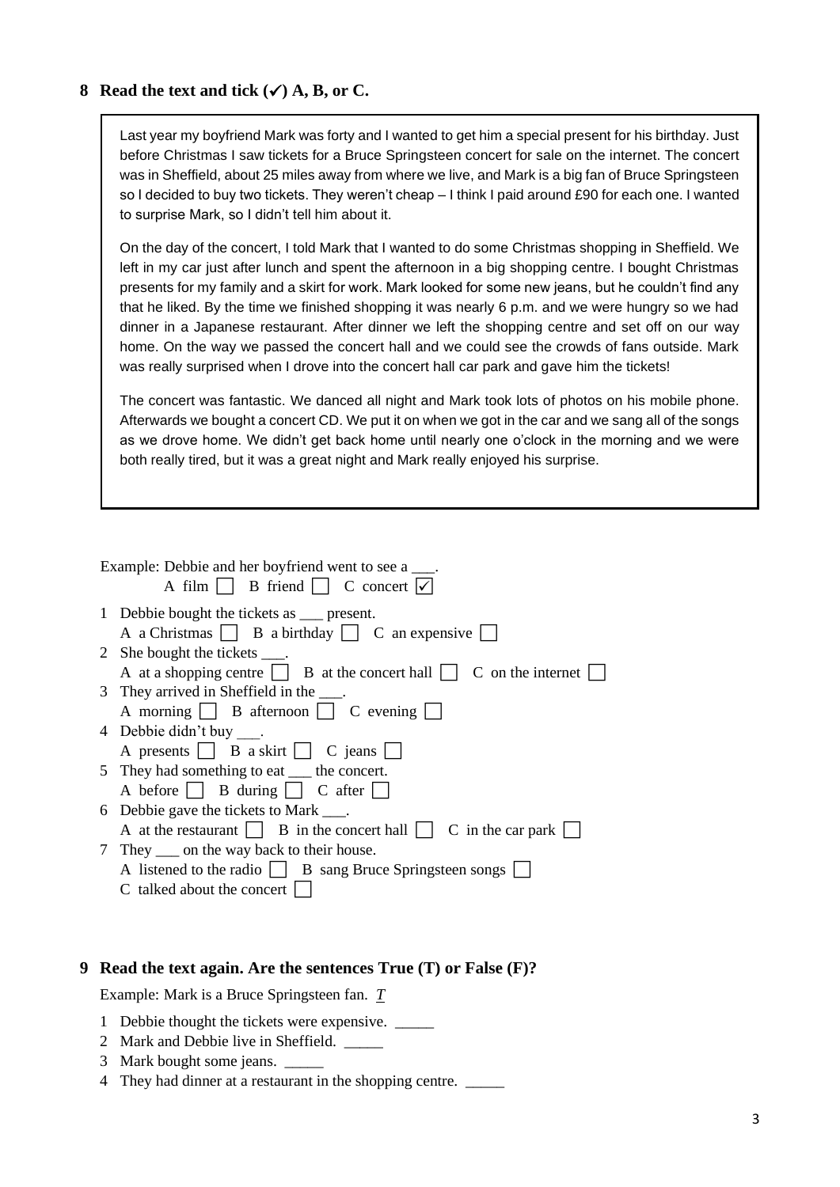## 8 Read the text and tick (✓) A, B, or C.

Last year my boyfriend Mark was forty and I wanted to get him a special present for his birthday. Just before Christmas I saw tickets for a Bruce Springsteen concert for sale on the internet. The concert was in Sheffield, about 25 miles away from where we live, and Mark is a big fan of Bruce Springsteen so I decided to buy two tickets. They weren't cheap – I think I paid around £90 for each one. I wanted to surprise Mark, so I didn't tell him about it.

On the day of the concert, I told Mark that I wanted to do some Christmas shopping in Sheffield. We left in my car just after lunch and spent the afternoon in a big shopping centre. I bought Christmas presents for my family and a skirt for work. Mark looked for some new jeans, but he couldn't find any that he liked. By the time we finished shopping it was nearly 6 p.m. and we were hungry so we had dinner in a Japanese restaurant. After dinner we left the shopping centre and set off on our way home. On the way we passed the concert hall and we could see the crowds of fans outside. Mark was really surprised when I drove into the concert hall car park and gave him the tickets!

The concert was fantastic. We danced all night and Mark took lots of photos on his mobile phone. Afterwards we bought a concert CD. We put it on when we got in the car and we sang all of the songs as we drove home. We didn't get back home until nearly one o'clock in the morning and we were both really tired, but it was a great night and Mark really enjoyed his surprise.

Example: Debbie and her boyfriend went to see a ___.
A film ☐ B friend ☐ C concert ☑

1 Debbie bought the tickets as ___ present.
A a Christmas ☐ B a birthday ☐ C an expensive ☐

2 She bought the tickets ___.
A at a shopping centre ☐ B at the concert hall ☐ C on the internet ☐

3 They arrived in Sheffield in the ___.
A morning ☐ B afternoon ☐ C evening ☐

4 Debbie didn't buy ___.
A presents ☐ B a skirt ☐ C jeans ☐

5 They had something to eat ___ the concert.
A before ☐ B during ☐ C after ☐

6 Debbie gave the tickets to Mark ___.
A at the restaurant ☐ B in the concert hall ☐ C in the car park ☐

7 They ___ on the way back to their house.
A listened to the radio ☐ B sang Bruce Springsteen songs ☐
C talked about the concert ☐

## 9 Read the text again. Are the sentences True (T) or False (F)?

Example: Mark is a Bruce Springsteen fan. *T*

1 Debbie thought the tickets were expensive. _____
2 Mark and Debbie live in Sheffield. _____
3 Mark bought some jeans. _____
4 They had dinner at a restaurant in the shopping centre. _____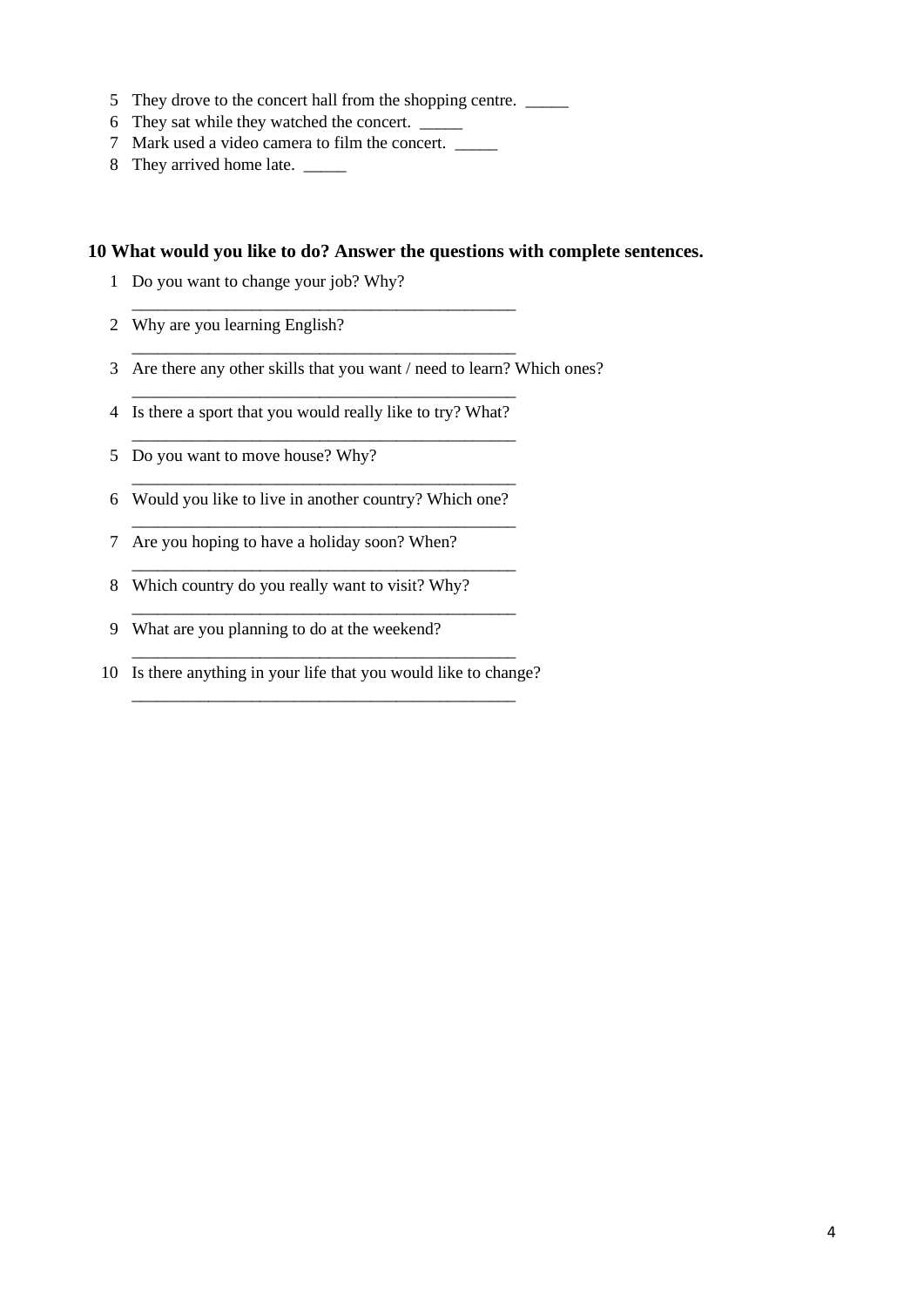5 They drove to the concert hall from the shopping centre. _____

6 They sat while they watched the concert. _____

7 Mark used a video camera to film the concert. _____

8 They arrived home late. _____

**10 What would you like to do? Answer the questions with complete sentences.**

1 Do you want to change your job? Why?
______________________________________________

2 Why are you learning English?
______________________________________________

3 Are there any other skills that you want / need to learn? Which ones?
______________________________________________

4 Is there a sport that you would really like to try? What?
______________________________________________

5 Do you want to move house? Why?
______________________________________________

6 Would you like to live in another country? Which one?
______________________________________________

7 Are you hoping to have a holiday soon? When?
______________________________________________

8 Which country do you really want to visit? Why?
______________________________________________

9 What are you planning to do at the weekend?
______________________________________________

10 Is there anything in your life that you would like to change?
______________________________________________